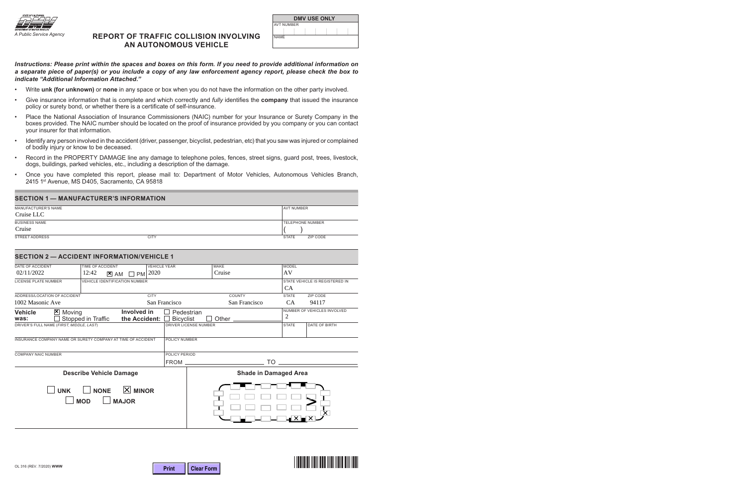STATE OF CALIFORNIA
DEPARTMENT OF MOTOR VEHICLES
*A Public Service Agency*

# REPORT OF TRAFFIC COLLISION INVOLVING AN AUTONOMOUS VEHICLE

| DMV USE ONLY |
|---|
| AVT NUMBER |
| NAME |

***Instructions: Please print within the spaces and boxes on this form. If you need to provide additional information on a separate piece of paper(s) or you include a copy of any law enforcement agency report, please check the box to indicate "Additional Information Attached."***

- Write **unk (for unknown)** or **none** in any space or box when you do not have the information on the other party involved.
- Give insurance information that is complete and which correctly and *fully* identifies the **company** that issued the insurance policy or surety bond, or whether there is a certificate of self-insurance.
- Place the National Association of Insurance Commissioners (NAIC) number for your Insurance or Surety Company in the boxes provided. The NAIC number should be located on the proof of insurance provided by you company or you can contact your insurer for that information.
- Identify any person involved in the accident (driver, passenger, bicyclist, pedestrian, etc) that you saw was injured or complained of bodily injury or know to be deceased.
- Record in the PROPERTY DAMAGE line any damage to telephone poles, fences, street signs, guard post, trees, livestock, dogs, buildings, parked vehicles, etc., including a description of the damage.
- Once you have completed this report, please mail to: Department of Motor Vehicles, Autonomous Vehicles Branch, 2415 1st Avenue, MS D405, Sacramento, CA 95818

## SECTION 1 — MANUFACTURER'S INFORMATION

| MANUFACTURER'S NAME | | AVT NUMBER | |
|---|---|---|---|
| Cruise LLC | | | |
| BUSINESS NAME | | TELEPHONE NUMBER | |
| Cruise | | ( ) | |
| STREET ADDRESS | CITY | STATE | ZIP CODE |
| | | | |

## SECTION 2 — ACCIDENT INFORMATION/VEHICLE 1

| DATE OF ACCIDENT | TIME OF ACCIDENT | VEHICLE YEAR | MAKE | MODEL |
|---|---|---|---|---|
| 02/11/2022 | 12:42 ☒ AM ☐ PM | 2020 | Cruise | AV |

| LICENSE PLATE NUMBER | VEHICLE IDENTIFICATION NUMBER | STATE VEHICLE IS REGISTERED IN |
|---|---|---|
| | | CA |

| ADDRESS/LOCATION OF ACCIDENT | CITY | COUNTY | STATE | ZIP CODE |
|---|---|---|---|---|
| 1002 Masonic Ave | San Francisco | San Francisco | CA | 94117 |

**Vehicle was:** ☒ Moving ☐ Stopped in Traffic

**Involved in the Accident:** ☐ Pedestrian ☐ Bicyclist ☐ Other ______

NUMBER OF VEHICLES INVOLVED: 2

| DRIVER'S FULL NAME (*FIRST, MIDDLE, LAST*) | DRIVER LICENSE NUMBER | STATE | DATE OF BIRTH |
|---|---|---|---|
| | | | |

| INSURANCE COMPANY NAME OR SURETY COMPANY AT TIME OF ACCIDENT | POLICY NUMBER |
|---|---|
| | |

| COMPANY NAIC NUMBER | POLICY PERIOD |
|---|---|
| | FROM ______ TO ______ |

| Describe Vehicle Damage | Shade in Damaged Area |
|---|---|
| ☐ UNK ☐ NONE ☒ MINOR ☐ MOD ☐ MAJOR | |

OL 316 (REV. 7/2020) **WWW**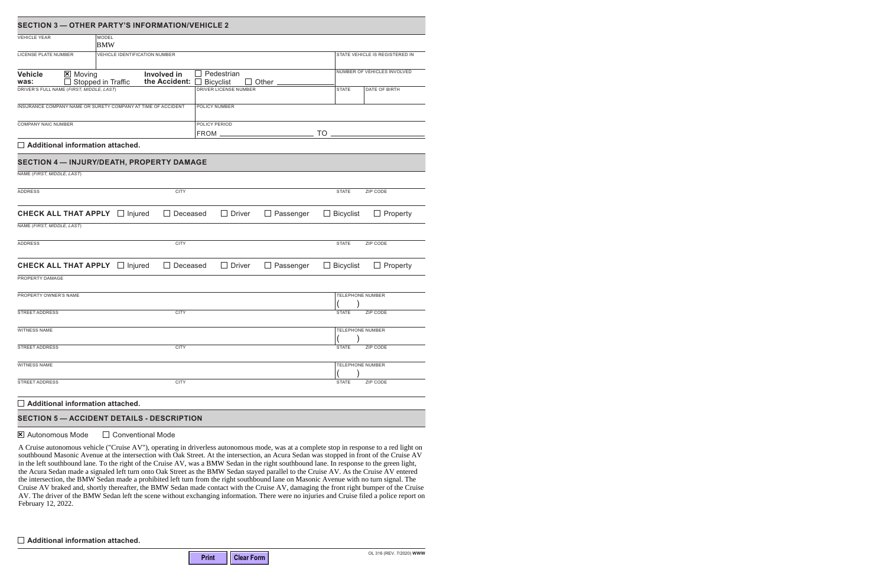## SECTION 3 — OTHER PARTY'S INFORMATION/VEHICLE 2

| VEHICLE YEAR | MODEL | | |
|---|---|---|---|
| | BMW | | |
| LICENSE PLATE NUMBER | VEHICLE IDENTIFICATION NUMBER | | STATE VEHICLE IS REGISTERED IN |
| | | | |

**Vehicle was:** ☒ Moving ☐ Stopped in Traffic **Involved in the Accident:** ☐ Pedestrian ☐ Bicyclist ☐ Other ______

NUMBER OF VEHICLES INVOLVED

| DRIVER'S FULL NAME (*FIRST, MIDDLE, LAST*) | DRIVER LICENSE NUMBER | STATE | DATE OF BIRTH |
|---|---|---|---|
| | | | |
| INSURANCE COMPANY NAME OR SURETY COMPANY AT TIME OF ACCIDENT | POLICY NUMBER | | |
| | | | |
| COMPANY NAIC NUMBER | POLICY PERIOD FROM ______ TO ______ | | |

☐ **Additional information attached.**

## SECTION 4 — INJURY/DEATH, PROPERTY DAMAGE

NAME (*FIRST, MIDDLE, LAST*)

| ADDRESS | CITY | STATE | ZIP CODE |
|---|---|---|---|
| | | | |

**CHECK ALL THAT APPLY** ☐ Injured ☐ Deceased ☐ Driver ☐ Passenger ☐ Bicyclist ☐ Property

NAME (*FIRST, MIDDLE, LAST*)

| ADDRESS | CITY | STATE | ZIP CODE |
|---|---|---|---|
| | | | |

**CHECK ALL THAT APPLY** ☐ Injured ☐ Deceased ☐ Driver ☐ Passenger ☐ Bicyclist ☐ Property

PROPERTY DAMAGE

| PROPERTY OWNER'S NAME | | TELEPHONE NUMBER | |
|---|---|---|---|
| | | ( ) | |
| STREET ADDRESS | CITY | STATE | ZIP CODE |
| | | | |
| WITNESS NAME | | TELEPHONE NUMBER | |
| | | ( ) | |
| STREET ADDRESS | CITY | STATE | ZIP CODE |
| | | | |
| WITNESS NAME | | TELEPHONE NUMBER | |
| | | ( ) | |
| STREET ADDRESS | CITY | STATE | ZIP CODE |
| | | | |

☐ **Additional information attached.**

## SECTION 5 — ACCIDENT DETAILS - DESCRIPTION

☒ Autonomous Mode ☐ Conventional Mode

A Cruise autonomous vehicle ("Cruise AV"), operating in driverless autonomous mode, was at a complete stop in response to a red light on southbound Masonic Avenue at the intersection with Oak Street. At the intersection, an Acura Sedan was stopped in front of the Cruise AV in the left southbound lane. To the right of the Cruise AV, was a BMW Sedan in the right southbound lane. In response to the green light, the Acura Sedan made a signaled left turn onto Oak Street as the BMW Sedan stayed parallel to the Cruise AV. As the Cruise AV entered the intersection, the BMW Sedan made a prohibited left turn from the right southbound lane on Masonic Avenue with no turn signal. The Cruise AV braked and, shortly thereafter, the BMW Sedan made contact with the Cruise AV, damaging the front right bumper of the Cruise AV. The driver of the BMW Sedan left the scene without exchanging information. There were no injuries and Cruise filed a police report on February 12, 2022.

☐ **Additional information attached.**

OL 316 (REV. 7/2020) **WWW**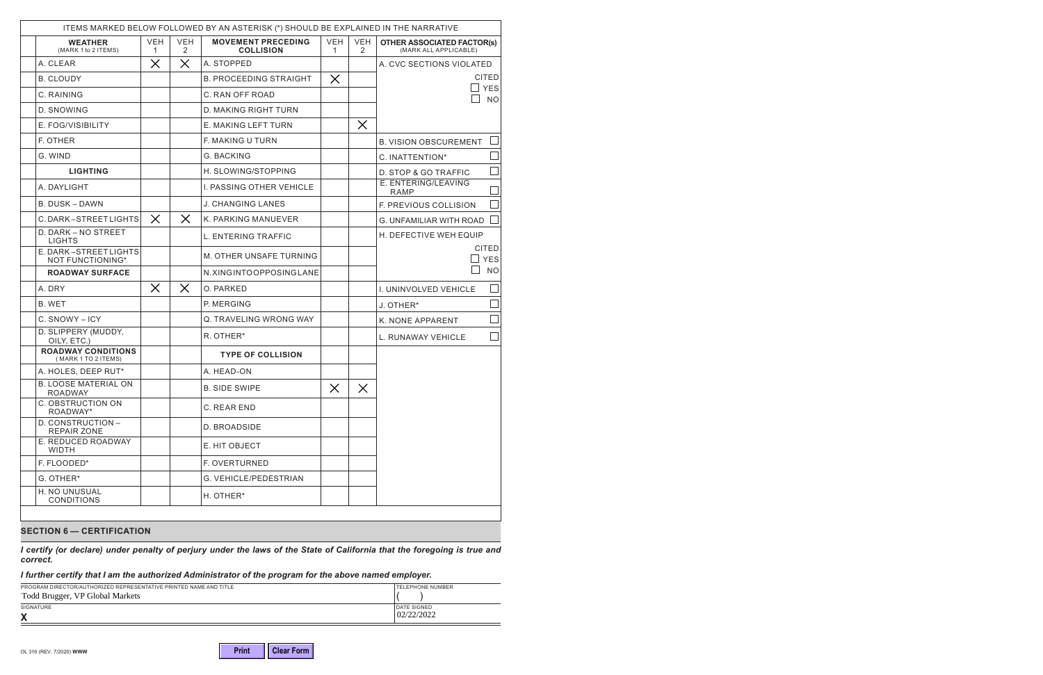ITEMS MARKED BELOW FOLLOWED BY AN ASTERISK (*) SHOULD BE EXPLAINED IN THE NARRATIVE

| WEATHER (MARK 1 to 2 ITEMS) | VEH 1 | VEH 2 | MOVEMENT PRECEDING COLLISION | VEH 1 | VEH 2 | OTHER ASSOCIATED FACTOR(s) (MARK ALL APPLICABLE) |
|---|---|---|---|---|---|---|
| A. CLEAR | X | X | A. STOPPED | | | A. CVC SECTIONS VIOLATED |
| B. CLOUDY | | | B. PROCEEDING STRAIGHT | X | | CITED ☐ YES ☐ NO |
| C. RAINING | | | C. RAN OFF ROAD | | | |
| D. SNOWING | | | D. MAKING RIGHT TURN | | | |
| E. FOG/VISIBILITY | | | E. MAKING LEFT TURN | | X | |
| F. OTHER | | | F. MAKING U TURN | | | B. VISION OBSCUREMENT ☐ |
| G. WIND | | | G. BACKING | | | C. INATTENTION* ☐ |
| **LIGHTING** | | | H. SLOWING/STOPPING | | | D. STOP & GO TRAFFIC ☐ |
| A. DAYLIGHT | | | I. PASSING OTHER VEHICLE | | | E. ENTERING/LEAVING RAMP ☐ |
| B. DUSK – DAWN | | | J. CHANGING LANES | | | F. PREVIOUS COLLISION ☐ |
| C. DARK – STREET LIGHTS | X | X | K. PARKING MANUEVER | | | G. UNFAMILIAR WITH ROAD ☐ |
| D. DARK – NO STREET LIGHTS | | | L. ENTERING TRAFFIC | | | H. DEFECTIVE WEH EQUIP |
| E. DARK – STREET LIGHTS NOT FUNCTIONING* | | | M. OTHER UNSAFE TURNING | | | CITED ☐ YES |
| **ROADWAY SURFACE** | | | N. XING INTO OPPOSING LANE | | | ☐ NO |
| A. DRY | X | X | O. PARKED | | | I. UNINVOLVED VEHICLE ☐ |
| B. WET | | | P. MERGING | | | J. OTHER* ☐ |
| C. SNOWY – ICY | | | Q. TRAVELING WRONG WAY | | | K. NONE APPARENT ☐ |
| D. SLIPPERY (MUDDY, OILY, ETC.) | | | R. OTHER* | | | L. RUNAWAY VEHICLE ☐ |
| **ROADWAY CONDITIONS** (MARK 1 TO 2 ITEMS) | | | **TYPE OF COLLISION** | | | |
| A. HOLES, DEEP RUT* | | | A. HEAD-ON | | | |
| B. LOOSE MATERIAL ON ROADWAY | | | B. SIDE SWIPE | X | X | |
| C. OBSTRUCTION ON ROADWAY* | | | C. REAR END | | | |
| D. CONSTRUCTION – REPAIR ZONE | | | D. BROADSIDE | | | |
| E. REDUCED ROADWAY WIDTH | | | E. HIT OBJECT | | | |
| F. FLOODED* | | | F. OVERTURNED | | | |
| G. OTHER* | | | G. VEHICLE/PEDESTRIAN | | | |
| H. NO UNUSUAL CONDITIONS | | | H. OTHER* | | | |

## SECTION 6 — CERTIFICATION

***I certify (or declare) under penalty of perjury under the laws of the State of California that the foregoing is true and correct.***

***I further certify that I am the authorized Administrator of the program for the above named employer.***

| PROGRAM DIRECTOR/AUTHORIZED REPRESENTATIVE PRINTED NAME AND TITLE | TELEPHONE NUMBER |
|---|---|
| Todd Brugger, VP Global Markets | ( ) |
| SIGNATURE | DATE SIGNED |
| X | 02/22/2022 |

OL 316 (REV. 7/2020) WWW

Print Clear Form